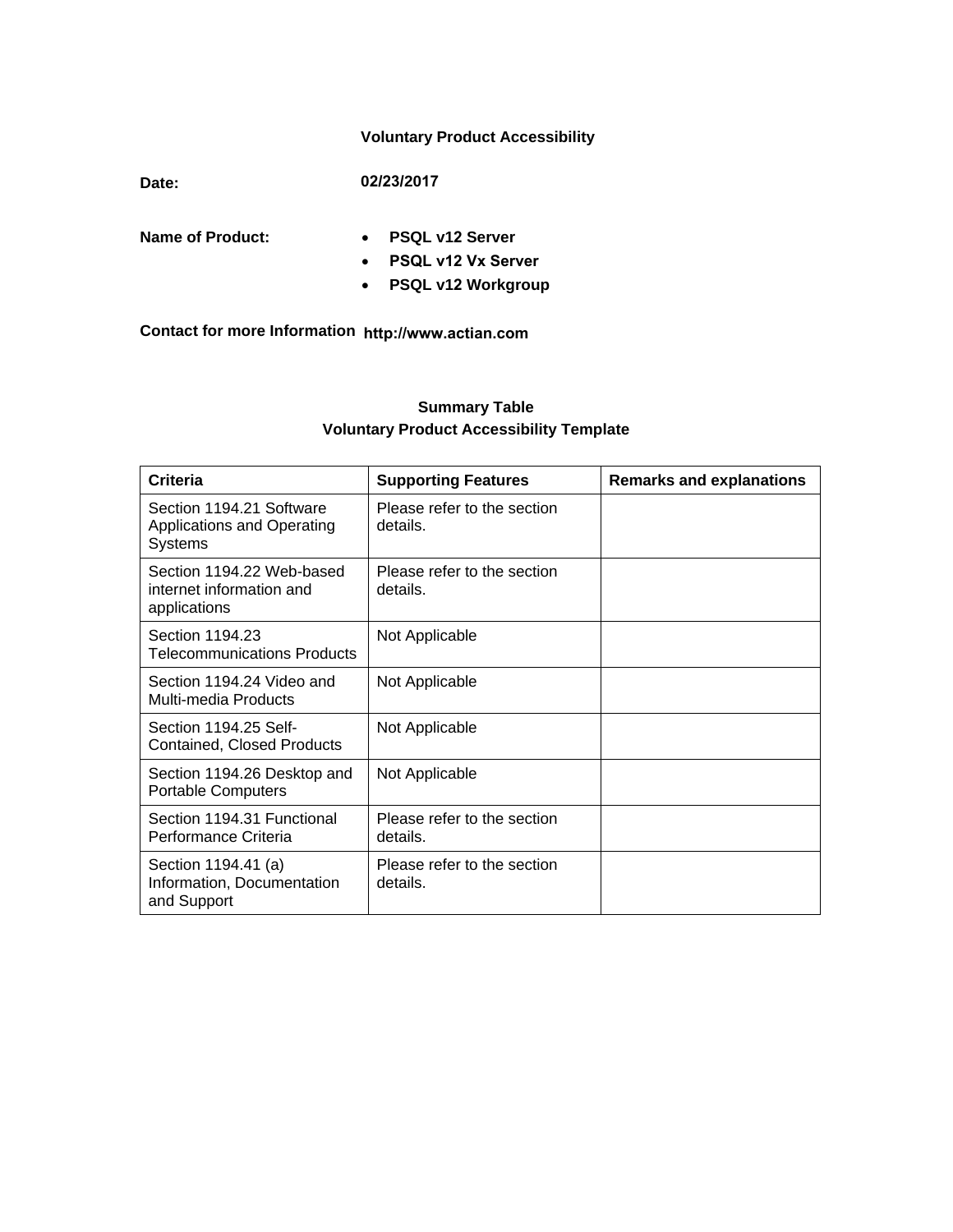# Voluntary Product Accessibility

**Date:** **02/23/2017**

**Name of Product:**

- **PSQL v12 Server**
- **PSQL v12 Vx Server**
- **PSQL v12 Workgroup**

**Contact for more Information** **http://www.actian.com**

## Summary Table
## Voluntary Product Accessibility Template

| Criteria | Supporting Features | Remarks and explanations |
|---|---|---|
| Section 1194.21 Software Applications and Operating Systems | Please refer to the section details. | |
| Section 1194.22 Web-based internet information and applications | Please refer to the section details. | |
| Section 1194.23 Telecommunications Products | Not Applicable | |
| Section 1194.24 Video and Multi-media Products | Not Applicable | |
| Section 1194.25 Self-Contained, Closed Products | Not Applicable | |
| Section 1194.26 Desktop and Portable Computers | Not Applicable | |
| Section 1194.31 Functional Performance Criteria | Please refer to the section details. | |
| Section 1194.41 (a) Information, Documentation and Support | Please refer to the section details. | |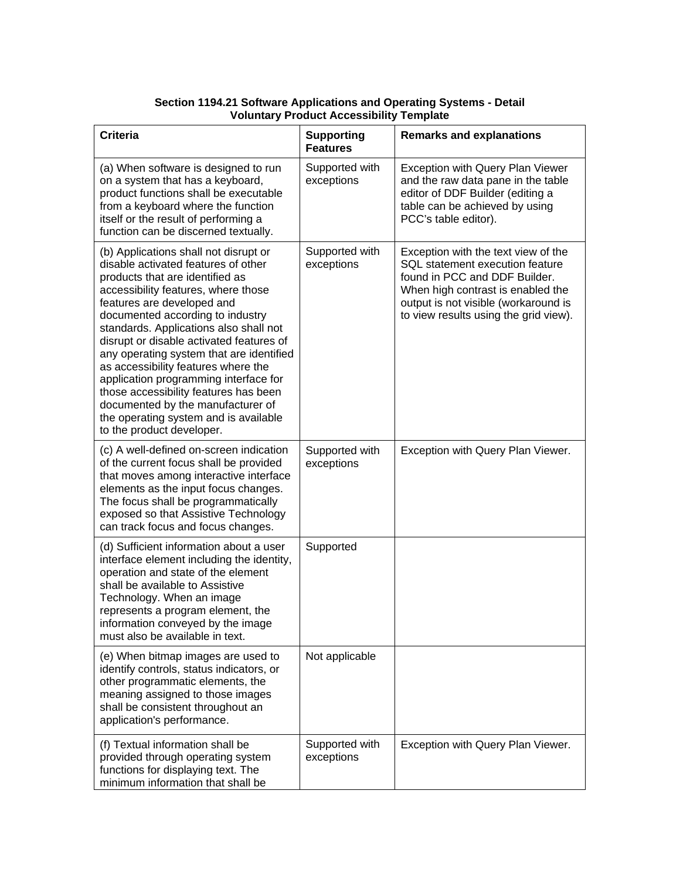**Section 1194.21 Software Applications and Operating Systems - Detail**
**Voluntary Product Accessibility Template**

| Criteria | Supporting Features | Remarks and explanations |
|---|---|---|
| (a) When software is designed to run on a system that has a keyboard, product functions shall be executable from a keyboard where the function itself or the result of performing a function can be discerned textually. | Supported with exceptions | Exception with Query Plan Viewer and the raw data pane in the table editor of DDF Builder (editing a table can be achieved by using PCC's table editor). |
| (b) Applications shall not disrupt or disable activated features of other products that are identified as accessibility features, where those features are developed and documented according to industry standards. Applications also shall not disrupt or disable activated features of any operating system that are identified as accessibility features where the application programming interface for those accessibility features has been documented by the manufacturer of the operating system and is available to the product developer. | Supported with exceptions | Exception with the text view of the SQL statement execution feature found in PCC and DDF Builder. When high contrast is enabled the output is not visible (workaround is to view results using the grid view). |
| (c) A well-defined on-screen indication of the current focus shall be provided that moves among interactive interface elements as the input focus changes. The focus shall be programmatically exposed so that Assistive Technology can track focus and focus changes. | Supported with exceptions | Exception with Query Plan Viewer. |
| (d) Sufficient information about a user interface element including the identity, operation and state of the element shall be available to Assistive Technology. When an image represents a program element, the information conveyed by the image must also be available in text. | Supported | |
| (e) When bitmap images are used to identify controls, status indicators, or other programmatic elements, the meaning assigned to those images shall be consistent throughout an application's performance. | Not applicable | |
| (f) Textual information shall be provided through operating system functions for displaying text. The minimum information that shall be | Supported with exceptions | Exception with Query Plan Viewer. |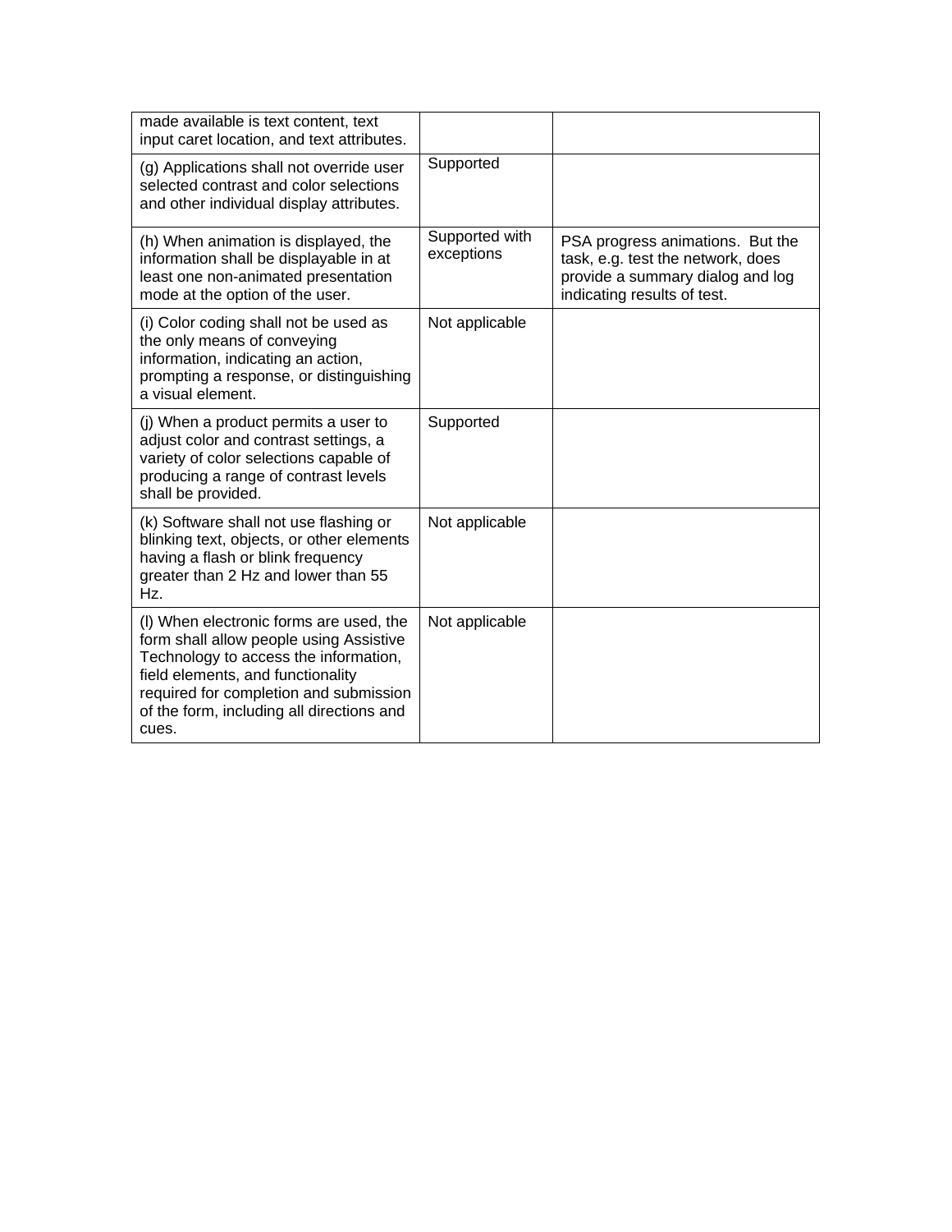| | | |
|---|---|---|
| made available is text content, text input caret location, and text attributes. | | |
| (g) Applications shall not override user selected contrast and color selections and other individual display attributes. | Supported | |
| (h) When animation is displayed, the information shall be displayable in at least one non-animated presentation mode at the option of the user. | Supported with exceptions | PSA progress animations. But the task, e.g. test the network, does provide a summary dialog and log indicating results of test. |
| (i) Color coding shall not be used as the only means of conveying information, indicating an action, prompting a response, or distinguishing a visual element. | Not applicable | |
| (j) When a product permits a user to adjust color and contrast settings, a variety of color selections capable of producing a range of contrast levels shall be provided. | Supported | |
| (k) Software shall not use flashing or blinking text, objects, or other elements having a flash or blink frequency greater than 2 Hz and lower than 55 Hz. | Not applicable | |
| (l) When electronic forms are used, the form shall allow people using Assistive Technology to access the information, field elements, and functionality required for completion and submission of the form, including all directions and cues. | Not applicable | |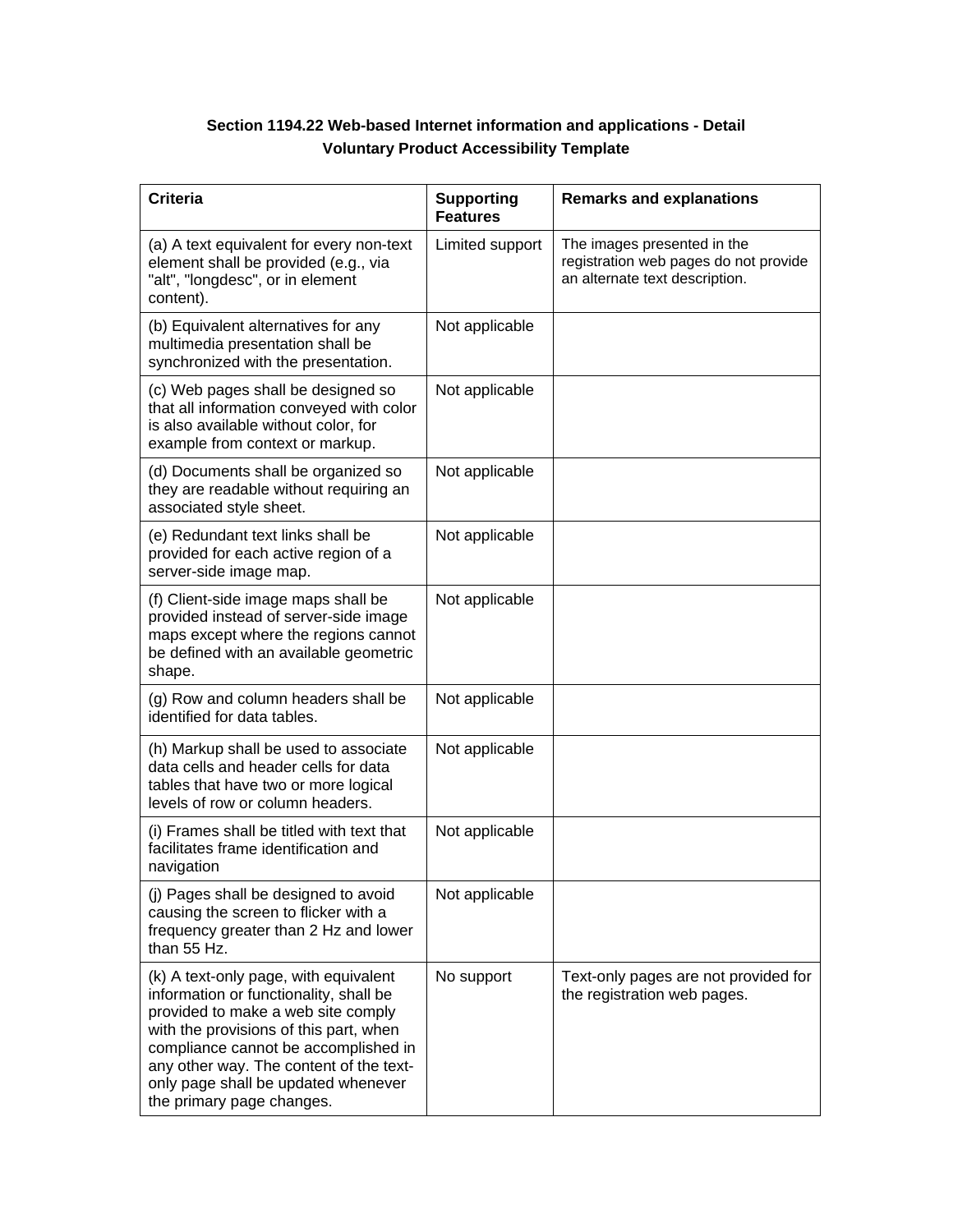**Section 1194.22 Web-based Internet information and applications - Detail**
**Voluntary Product Accessibility Template**

| Criteria | Supporting Features | Remarks and explanations |
|---|---|---|
| (a) A text equivalent for every non-text element shall be provided (e.g., via "alt", "longdesc", or in element content). | Limited support | The images presented in the registration web pages do not provide an alternate text description. |
| (b) Equivalent alternatives for any multimedia presentation shall be synchronized with the presentation. | Not applicable | |
| (c) Web pages shall be designed so that all information conveyed with color is also available without color, for example from context or markup. | Not applicable | |
| (d) Documents shall be organized so they are readable without requiring an associated style sheet. | Not applicable | |
| (e) Redundant text links shall be provided for each active region of a server-side image map. | Not applicable | |
| (f) Client-side image maps shall be provided instead of server-side image maps except where the regions cannot be defined with an available geometric shape. | Not applicable | |
| (g) Row and column headers shall be identified for data tables. | Not applicable | |
| (h) Markup shall be used to associate data cells and header cells for data tables that have two or more logical levels of row or column headers. | Not applicable | |
| (i) Frames shall be titled with text that facilitates frame identification and navigation | Not applicable | |
| (j) Pages shall be designed to avoid causing the screen to flicker with a frequency greater than 2 Hz and lower than 55 Hz. | Not applicable | |
| (k) A text-only page, with equivalent information or functionality, shall be provided to make a web site comply with the provisions of this part, when compliance cannot be accomplished in any other way. The content of the text-only page shall be updated whenever the primary page changes. | No support | Text-only pages are not provided for the registration web pages. |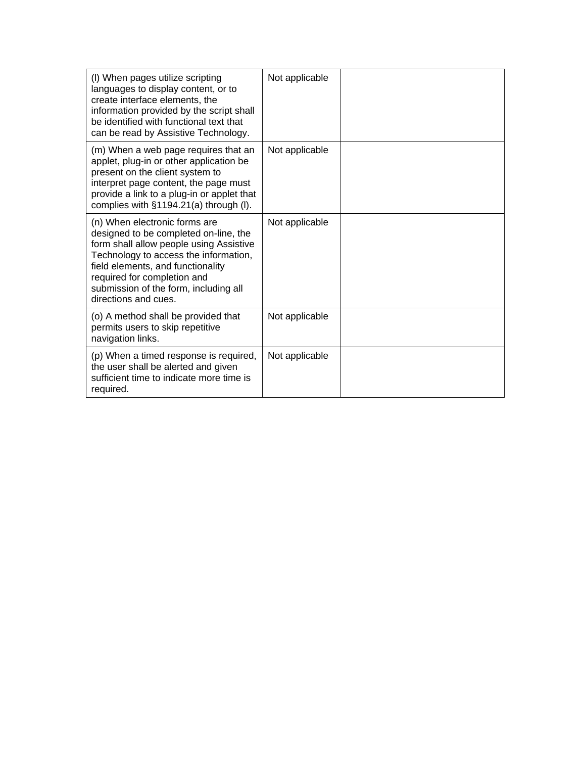| | | |
|---|---|---|
| (l) When pages utilize scripting languages to display content, or to create interface elements, the information provided by the script shall be identified with functional text that can be read by Assistive Technology. | Not applicable | |
| (m) When a web page requires that an applet, plug-in or other application be present on the client system to interpret page content, the page must provide a link to a plug-in or applet that complies with §1194.21(a) through (l). | Not applicable | |
| (n) When electronic forms are designed to be completed on-line, the form shall allow people using Assistive Technology to access the information, field elements, and functionality required for completion and submission of the form, including all directions and cues. | Not applicable | |
| (o) A method shall be provided that permits users to skip repetitive navigation links. | Not applicable | |
| (p) When a timed response is required, the user shall be alerted and given sufficient time to indicate more time is required. | Not applicable | |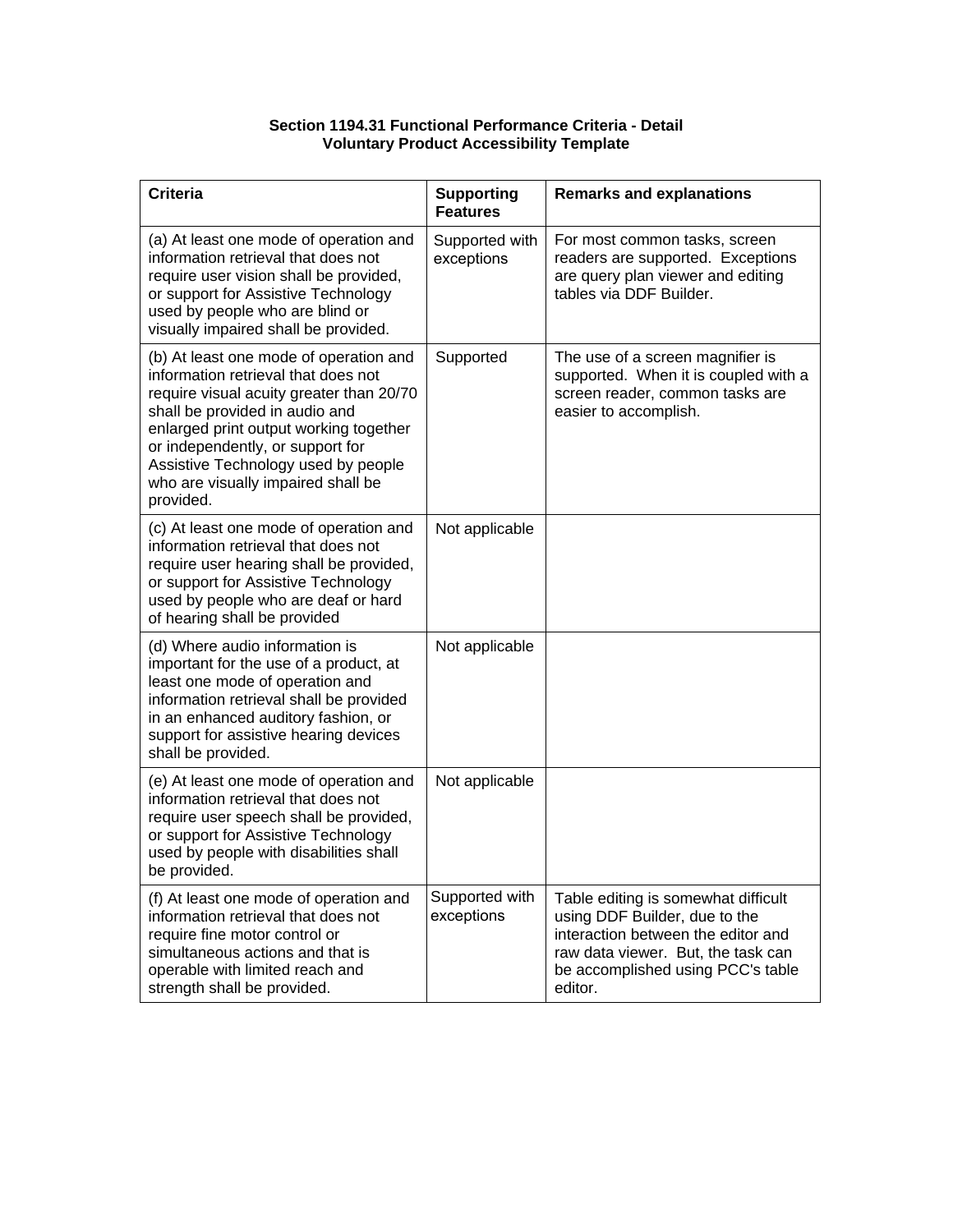**Section 1194.31 Functional Performance Criteria - Detail**
**Voluntary Product Accessibility Template**

| Criteria | Supporting Features | Remarks and explanations |
|---|---|---|
| (a) At least one mode of operation and information retrieval that does not require user vision shall be provided, or support for Assistive Technology used by people who are blind or visually impaired shall be provided. | Supported with exceptions | For most common tasks, screen readers are supported. Exceptions are query plan viewer and editing tables via DDF Builder. |
| (b) At least one mode of operation and information retrieval that does not require visual acuity greater than 20/70 shall be provided in audio and enlarged print output working together or independently, or support for Assistive Technology used by people who are visually impaired shall be provided. | Supported | The use of a screen magnifier is supported. When it is coupled with a screen reader, common tasks are easier to accomplish. |
| (c) At least one mode of operation and information retrieval that does not require user hearing shall be provided, or support for Assistive Technology used by people who are deaf or hard of hearing shall be provided | Not applicable | |
| (d) Where audio information is important for the use of a product, at least one mode of operation and information retrieval shall be provided in an enhanced auditory fashion, or support for assistive hearing devices shall be provided. | Not applicable | |
| (e) At least one mode of operation and information retrieval that does not require user speech shall be provided, or support for Assistive Technology used by people with disabilities shall be provided. | Not applicable | |
| (f) At least one mode of operation and information retrieval that does not require fine motor control or simultaneous actions and that is operable with limited reach and strength shall be provided. | Supported with exceptions | Table editing is somewhat difficult using DDF Builder, due to the interaction between the editor and raw data viewer. But, the task can be accomplished using PCC's table editor. |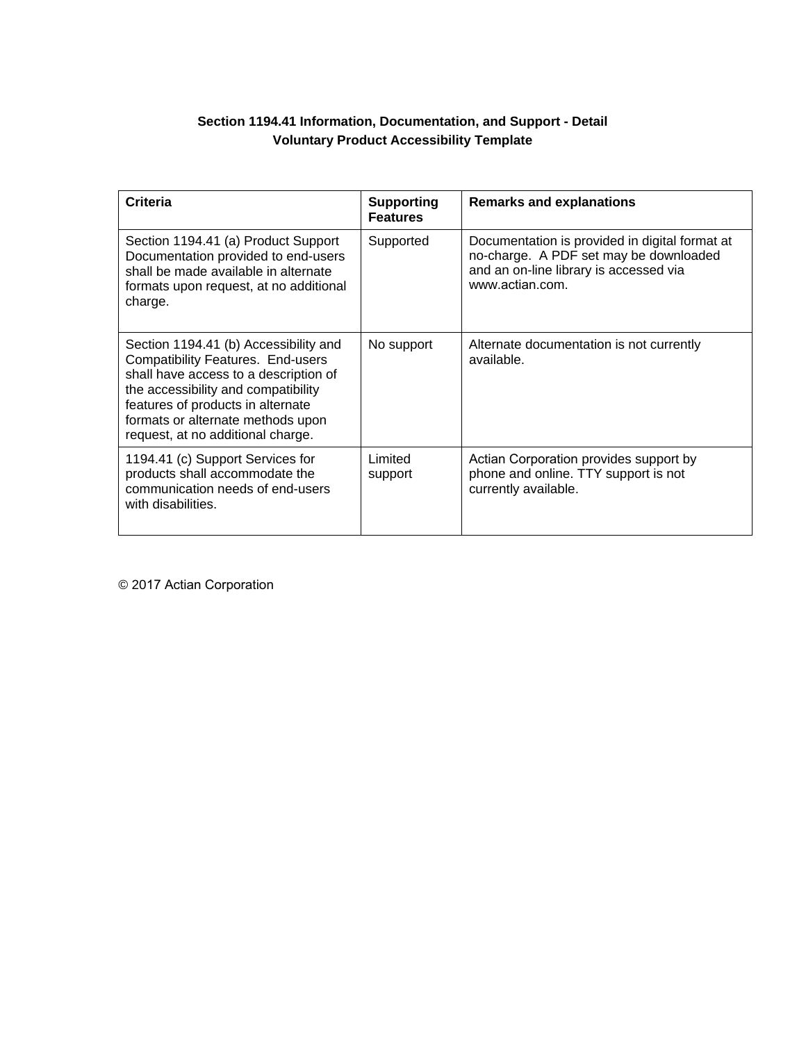**Section 1194.41 Information, Documentation, and Support - Detail**
**Voluntary Product Accessibility Template**

| Criteria | Supporting Features | Remarks and explanations |
| --- | --- | --- |
| Section 1194.41 (a) Product Support Documentation provided to end-users shall be made available in alternate formats upon request, at no additional charge. | Supported | Documentation is provided in digital format at no-charge. A PDF set may be downloaded and an on-line library is accessed via www.actian.com. |
| Section 1194.41 (b) Accessibility and Compatibility Features. End-users shall have access to a description of the accessibility and compatibility features of products in alternate formats or alternate methods upon request, at no additional charge. | No support | Alternate documentation is not currently available. |
| 1194.41 (c) Support Services for products shall accommodate the communication needs of end-users with disabilities. | Limited support | Actian Corporation provides support by phone and online. TTY support is not currently available. |

© 2017 Actian Corporation